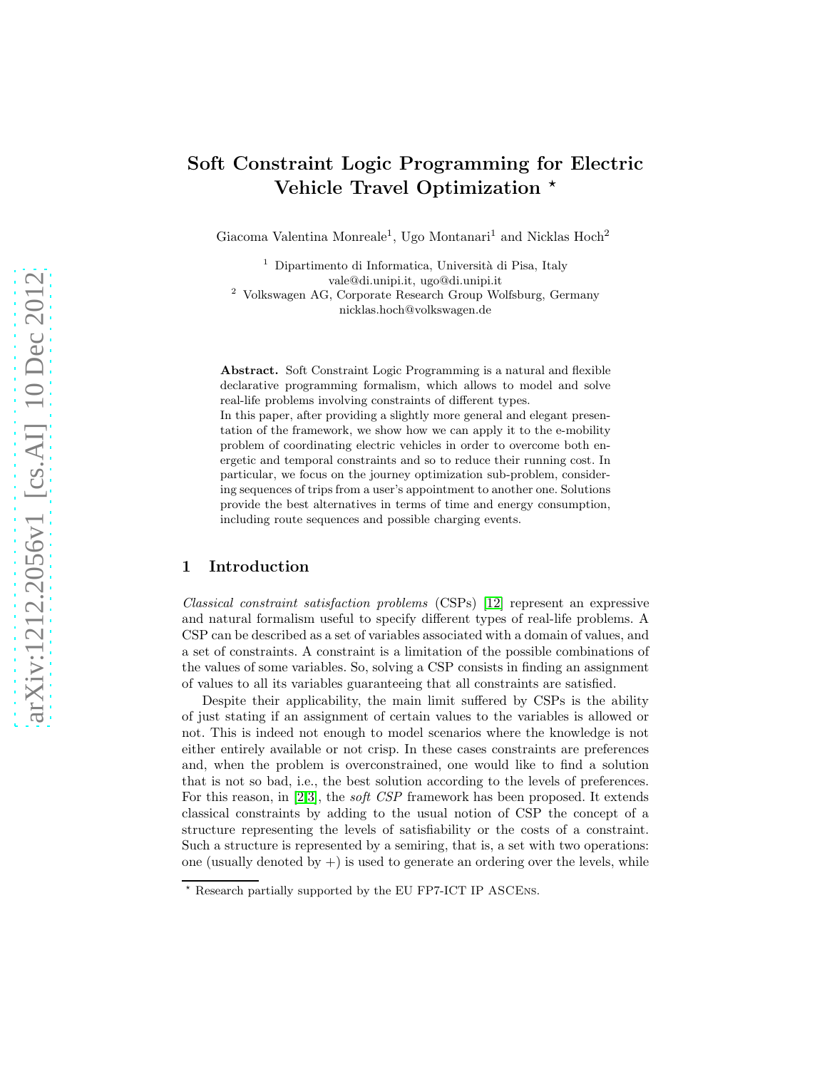# Soft Constraint Logic Programming for Electric Vehicle Travel Optimization *

Giacoma Valentina Monreale[1], Ugo Montanari[1] and Nicklas Hoch[2]

[1] Dipartimento di Informatica, Università di Pisa, Italy
vale@di.unipi.it, ugo@di.unipi.it

[2] Volkswagen AG, Corporate Research Group Wolfsburg, Germany
nicklas.hoch@volkswagen.de

**Abstract.** Soft Constraint Logic Programming is a natural and flexible declarative programming formalism, which allows to model and solve real-life problems involving constraints of different types.
In this paper, after providing a slightly more general and elegant presentation of the framework, we show how we can apply it to the e-mobility problem of coordinating electric vehicles in order to overcome both energetic and temporal constraints and so to reduce their running cost. In particular, we focus on the journey optimization sub-problem, considering sequences of trips from a user's appointment to another one. Solutions provide the best alternatives in terms of time and energy consumption, including route sequences and possible charging events.

## 1 Introduction

*Classical constraint satisfaction problems* (CSPs) [12] represent an expressive and natural formalism useful to specify different types of real-life problems. A CSP can be described as a set of variables associated with a domain of values, and a set of constraints. A constraint is a limitation of the possible combinations of the values of some variables. So, solving a CSP consists in finding an assignment of values to all its variables guaranteeing that all constraints are satisfied.

Despite their applicability, the main limit suffered by CSPs is the ability of just stating if an assignment of certain values to the variables is allowed or not. This is indeed not enough to model scenarios where the knowledge is not either entirely available or not crisp. In these cases constraints are preferences and, when the problem is overconstrained, one would like to find a solution that is not so bad, i.e., the best solution according to the levels of preferences. For this reason, in [2,3], the *soft CSP* framework has been proposed. It extends classical constraints by adding to the usual notion of CSP the concept of a structure representing the levels of satisfiability or the costs of a constraint. Such a structure is represented by a semiring, that is, a set with two operations: one (usually denoted by +) is used to generate an ordering over the levels, while

* Research partially supported by the EU FP7-ICT IP ASCEns.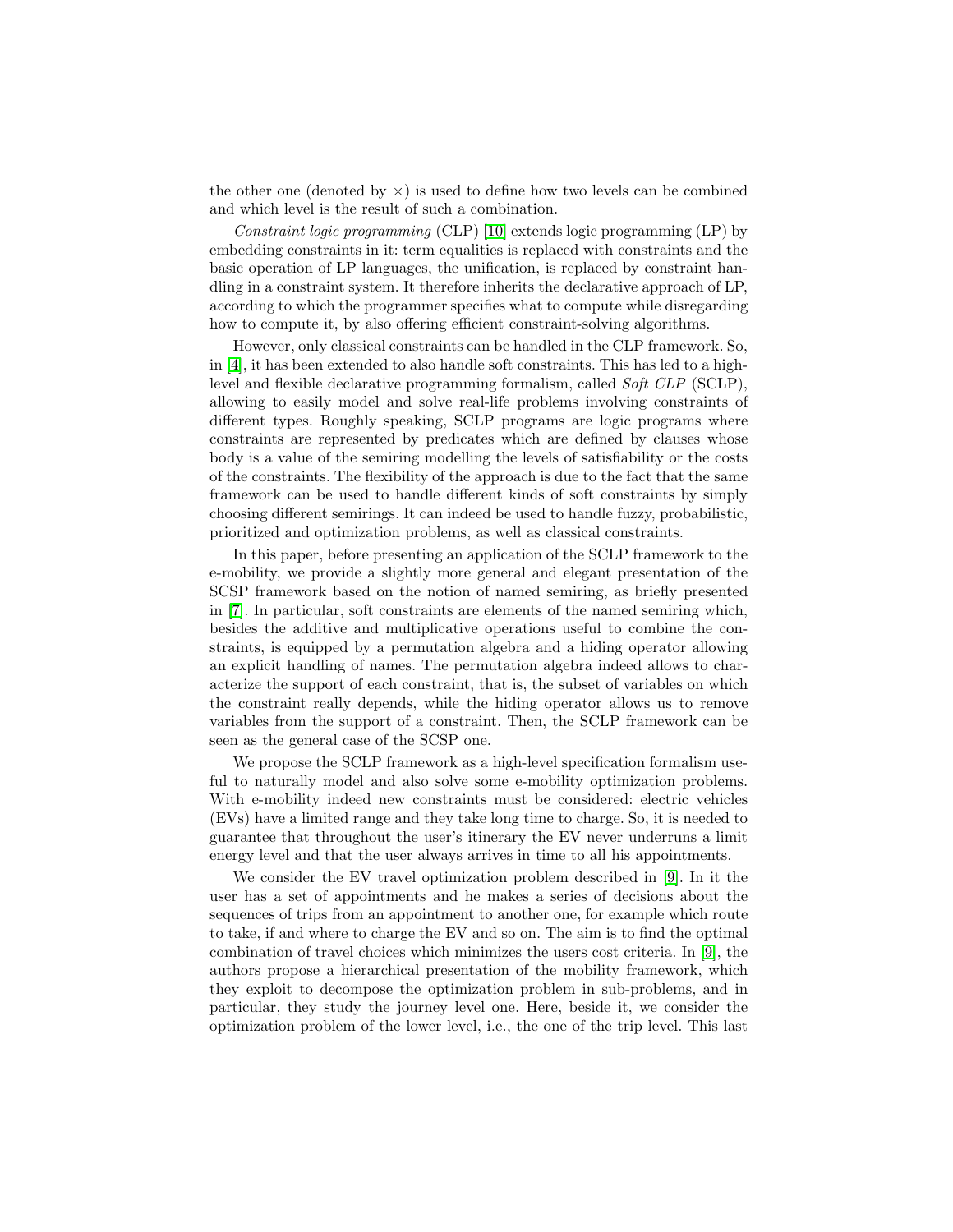the other one (denoted by $\times$) is used to define how two levels can be combined and which level is the result of such a combination.

*Constraint logic programming* (CLP) [10] extends logic programming (LP) by embedding constraints in it: term equalities is replaced with constraints and the basic operation of LP languages, the unification, is replaced by constraint handling in a constraint system. It therefore inherits the declarative approach of LP, according to which the programmer specifies what to compute while disregarding how to compute it, by also offering efficient constraint-solving algorithms.

However, only classical constraints can be handled in the CLP framework. So, in [4], it has been extended to also handle soft constraints. This has led to a high-level and flexible declarative programming formalism, called *Soft CLP* (SCLP), allowing to easily model and solve real-life problems involving constraints of different types. Roughly speaking, SCLP programs are logic programs where constraints are represented by predicates which are defined by clauses whose body is a value of the semiring modelling the levels of satisfiability or the costs of the constraints. The flexibility of the approach is due to the fact that the same framework can be used to handle different kinds of soft constraints by simply choosing different semirings. It can indeed be used to handle fuzzy, probabilistic, prioritized and optimization problems, as well as classical constraints.

In this paper, before presenting an application of the SCLP framework to the e-mobility, we provide a slightly more general and elegant presentation of the SCSP framework based on the notion of named semiring, as briefly presented in [7]. In particular, soft constraints are elements of the named semiring which, besides the additive and multiplicative operations useful to combine the constraints, is equipped by a permutation algebra and a hiding operator allowing an explicit handling of names. The permutation algebra indeed allows to characterize the support of each constraint, that is, the subset of variables on which the constraint really depends, while the hiding operator allows us to remove variables from the support of a constraint. Then, the SCLP framework can be seen as the general case of the SCSP one.

We propose the SCLP framework as a high-level specification formalism useful to naturally model and also solve some e-mobility optimization problems. With e-mobility indeed new constraints must be considered: electric vehicles (EVs) have a limited range and they take long time to charge. So, it is needed to guarantee that throughout the user's itinerary the EV never underruns a limit energy level and that the user always arrives in time to all his appointments.

We consider the EV travel optimization problem described in [9]. In it the user has a set of appointments and he makes a series of decisions about the sequences of trips from an appointment to another one, for example which route to take, if and where to charge the EV and so on. The aim is to find the optimal combination of travel choices which minimizes the users cost criteria. In [9], the authors propose a hierarchical presentation of the mobility framework, which they exploit to decompose the optimization problem in sub-problems, and in particular, they study the journey level one. Here, beside it, we consider the optimization problem of the lower level, i.e., the one of the trip level. This last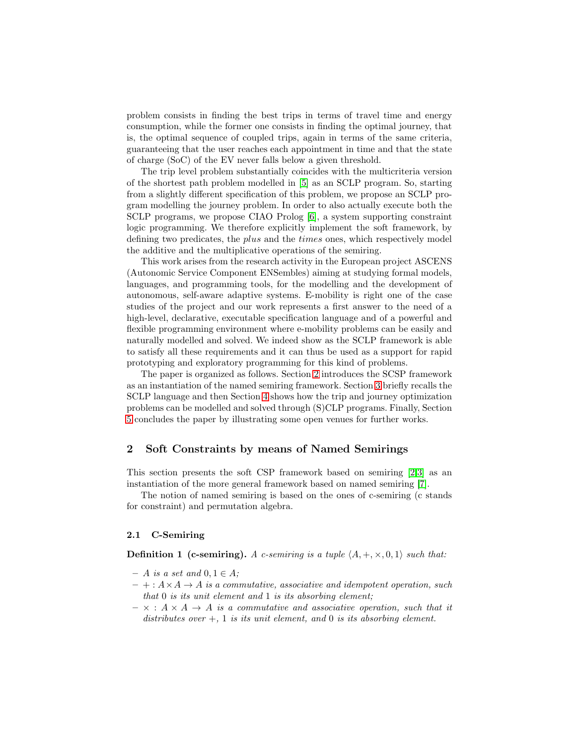problem consists in finding the best trips in terms of travel time and energy consumption, while the former one consists in finding the optimal journey, that is, the optimal sequence of coupled trips, again in terms of the same criteria, guaranteeing that the user reaches each appointment in time and that the state of charge (SoC) of the EV never falls below a given threshold.

The trip level problem substantially coincides with the multicriteria version of the shortest path problem modelled in [5] as an SCLP program. So, starting from a slightly different specification of this problem, we propose an SCLP program modelling the journey problem. In order to also actually execute both the SCLP programs, we propose CIAO Prolog [6], a system supporting constraint logic programming. We therefore explicitly implement the soft framework, by defining two predicates, the *plus* and the *times* ones, which respectively model the additive and the multiplicative operations of the semiring.

This work arises from the research activity in the European project ASCENS (Autonomic Service Component ENSembles) aiming at studying formal models, languages, and programming tools, for the modelling and the development of autonomous, self-aware adaptive systems. E-mobility is right one of the case studies of the project and our work represents a first answer to the need of a high-level, declarative, executable specification language and of a powerful and flexible programming environment where e-mobility problems can be easily and naturally modelled and solved. We indeed show as the SCLP framework is able to satisfy all these requirements and it can thus be used as a support for rapid prototyping and exploratory programming for this kind of problems.

The paper is organized as follows. Section 2 introduces the SCSP framework as an instantiation of the named semiring framework. Section 3 briefly recalls the SCLP language and then Section 4 shows how the trip and journey optimization problems can be modelled and solved through (S)CLP programs. Finally, Section 5 concludes the paper by illustrating some open venues for further works.

## 2 Soft Constraints by means of Named Semirings

This section presents the soft CSP framework based on semiring [2,3] as an instantiation of the more general framework based on named semiring [7].

The notion of named semiring is based on the ones of c-semiring (c stands for constraint) and permutation algebra.

### 2.1 C-Semiring

**Definition 1 (c-semiring).** *A c-semiring is a tuple $\langle A, +, \times, 0, 1\rangle$ such that:*

- *$A$ is a set and $0, 1 \in A$;*
- *$+ : A \times A \to A$ is a commutative, associative and idempotent operation, such that $0$ is its unit element and $1$ is its absorbing element;*
- *$\times : A \times A \to A$ is a commutative and associative operation, such that it distributes over $+$, $1$ is its unit element, and $0$ is its absorbing element.*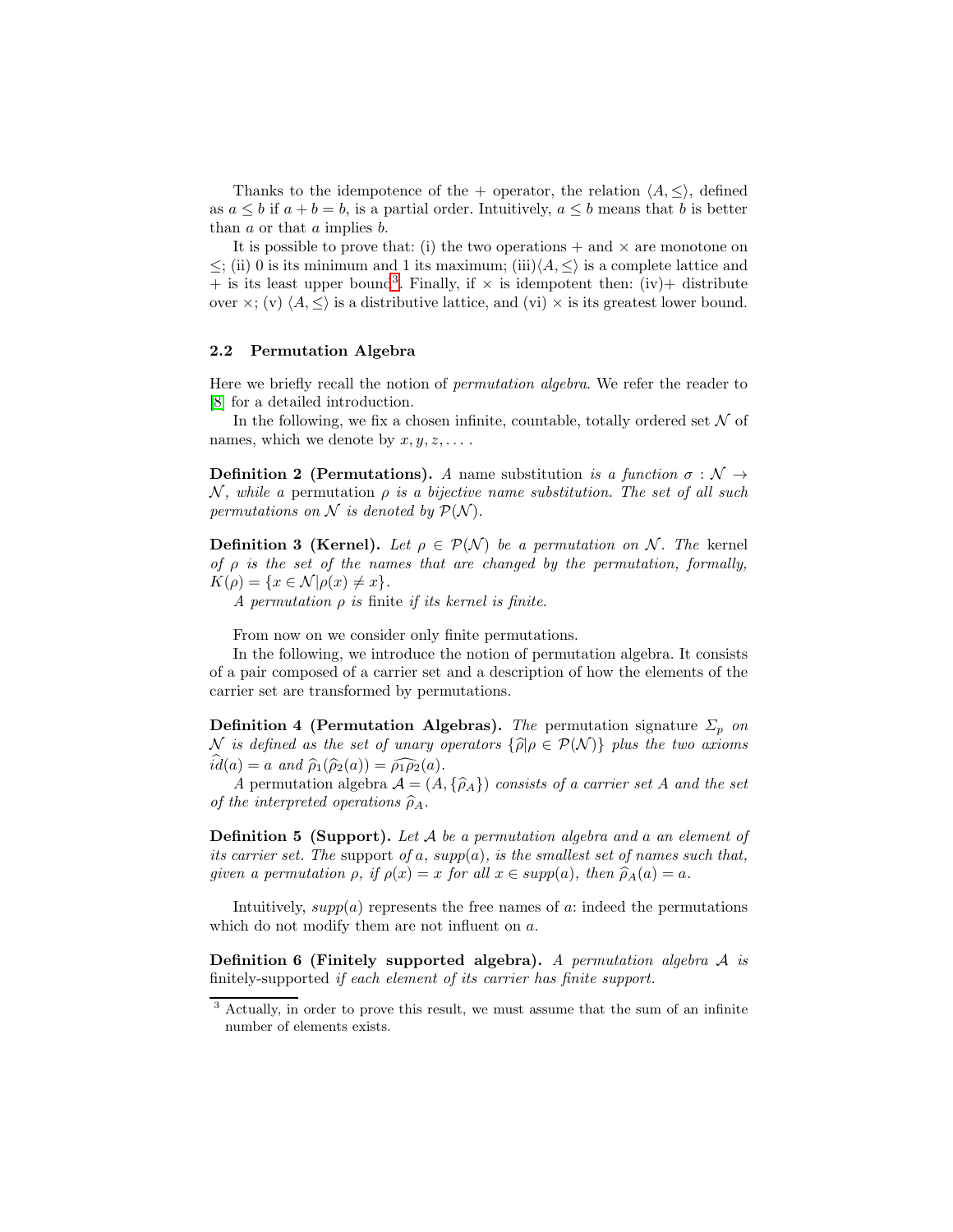Thanks to the idempotence of the $+$ operator, the relation $\langle A, \leq \rangle$, defined as $a \leq b$ if $a + b = b$, is a partial order. Intuitively, $a \leq b$ means that $b$ is better than $a$ or that $a$ implies $b$.

It is possible to prove that: (i) the two operations $+$ and $\times$ are monotone on $\leq$; (ii) 0 is its minimum and 1 its maximum; (iii)$\langle A, \leq \rangle$ is a complete lattice and $+$ is its least upper bound[3]. Finally, if $\times$ is idempotent then: (iv)$+$ distribute over $\times$; (v) $\langle A, \leq \rangle$ is a distributive lattice, and (vi) $\times$ is its greatest lower bound.

### 2.2 Permutation Algebra

Here we briefly recall the notion of *permutation algebra*. We refer the reader to [8] for a detailed introduction.

In the following, we fix a chosen infinite, countable, totally ordered set $\mathcal{N}$ of names, which we denote by $x, y, z, \ldots$.

**Definition 2 (Permutations).** *A* name substitution *is a function $\sigma : \mathcal{N} \to \mathcal{N}$, while a* permutation *$\rho$ is a bijective name substitution. The set of all such permutations on $\mathcal{N}$ is denoted by $\mathcal{P}(\mathcal{N})$.*

**Definition 3 (Kernel).** *Let $\rho \in \mathcal{P}(\mathcal{N})$ be a permutation on $\mathcal{N}$. The* kernel *of $\rho$ is the set of the names that are changed by the permutation, formally, $K(\rho) = \{x \in \mathcal{N} | \rho(x) \neq x\}$.*

*A permutation $\rho$ is* finite *if its kernel is finite.*

From now on we consider only finite permutations.

In the following, we introduce the notion of permutation algebra. It consists of a pair composed of a carrier set and a description of how the elements of the carrier set are transformed by permutations.

**Definition 4 (Permutation Algebras).** *The* permutation signature *$\Sigma_p$ on $\mathcal{N}$ is defined as the set of unary operators $\{\widehat{\rho} | \rho \in \mathcal{P}(\mathcal{N})\}$ plus the two axioms $\widehat{id}(a) = a$ and $\widehat{\rho}_1(\widehat{\rho}_2(a)) = \widehat{\rho_1 \rho_2}(a)$.*

*A* permutation algebra *$\mathcal{A} = (A, \{\widehat{\rho}_A\})$ consists of a carrier set $A$ and the set of the interpreted operations $\widehat{\rho}_A$.*

**Definition 5 (Support).** *Let $\mathcal{A}$ be a permutation algebra and $a$ an element of its carrier set. The* support *of $a$, $supp(a)$, is the smallest set of names such that, given a permutation $\rho$, if $\rho(x) = x$ for all $x \in supp(a)$, then $\widehat{\rho}_A(a) = a$.*

Intuitively, $supp(a)$ represents the free names of $a$: indeed the permutations which do not modify them are not influent on $a$.

**Definition 6 (Finitely supported algebra).** *A permutation algebra $\mathcal{A}$ is* finitely-supported *if each element of its carrier has finite support.*

[3] Actually, in order to prove this result, we must assume that the sum of an infinite number of elements exists.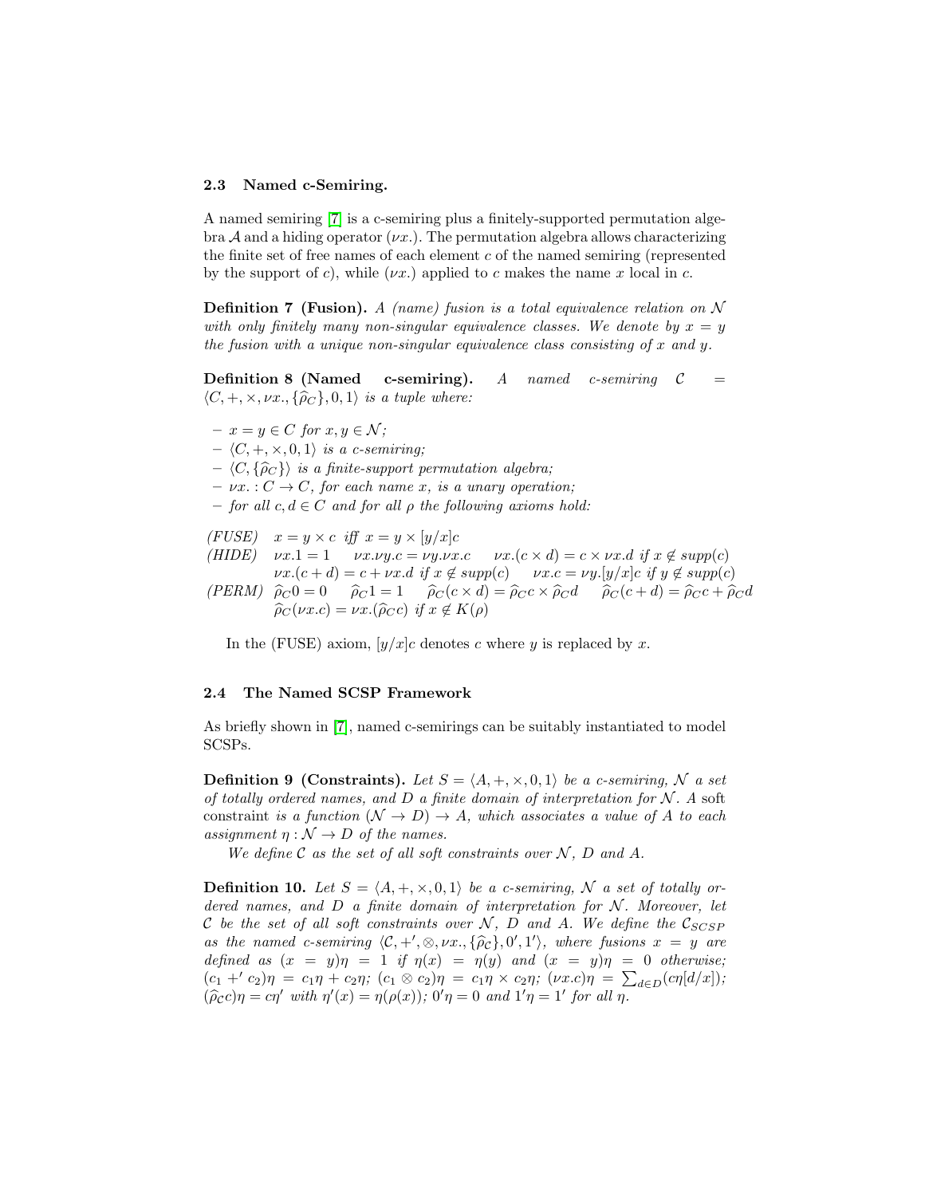### 2.3 Named c-Semiring.

A named semiring [7] is a c-semiring plus a finitely-supported permutation algebra $\mathcal{A}$ and a hiding operator $(\nu x.)$. The permutation algebra allows characterizing the finite set of free names of each element $c$ of the named semiring (represented by the support of $c$), while $(\nu x.)$ applied to $c$ makes the name $x$ local in $c$.

**Definition 7 (Fusion).** *A (name) fusion is a total equivalence relation on $\mathcal{N}$ with only finitely many non-singular equivalence classes. We denote by $x = y$ the fusion with a unique non-singular equivalence class consisting of $x$ and $y$.*

**Definition 8 (Named c-semiring).** *A named c-semiring $\mathcal{C} = \langle C, +, \times, \nu x., \{\widehat{\rho}_C\}, 0, 1\rangle$ is a tuple where:*

- *$x = y \in C$ for $x, y \in \mathcal{N}$;*
- *$\langle C, +, \times, 0, 1\rangle$ is a c-semiring;*
- *$\langle C, \{\widehat{\rho}_C\}\rangle$ is a finite-support permutation algebra;*
- *$\nu x. : C \to C$, for each name $x$, is a unary operation;*
- *for all $c, d \in C$ and for all $\rho$ the following axioms hold:*

*(FUSE)* $x = y \times c$ *iff* $x = y \times [y/x]c$

*(HIDE)* $\nu x.1 = 1 \quad \nu x.\nu y.c = \nu y.\nu x.c \quad \nu x.(c \times d) = c \times \nu x.d$ *if* $x \notin supp(c)$
$\nu x.(c + d) = c + \nu x.d$ *if* $x \notin supp(c) \quad \nu x.c = \nu y.[y/x]c$ *if* $y \notin supp(c)$

*(PERM)* $\widehat{\rho}_C 0 = 0 \quad \widehat{\rho}_C 1 = 1 \quad \widehat{\rho}_C(c \times d) = \widehat{\rho}_C c \times \widehat{\rho}_C d \quad \widehat{\rho}_C(c + d) = \widehat{\rho}_C c + \widehat{\rho}_C d$
$\widehat{\rho}_C(\nu x.c) = \nu x.(\widehat{\rho}_C c)$ *if* $x \notin K(\rho)$

In the (FUSE) axiom, $[y/x]c$ denotes $c$ where $y$ is replaced by $x$.

### 2.4 The Named SCSP Framework

As briefly shown in [7], named c-semirings can be suitably instantiated to model SCSPs.

**Definition 9 (Constraints).** *Let $S = \langle A, +, \times, 0, 1\rangle$ be a c-semiring, $\mathcal{N}$ a set of totally ordered names, and $D$ a finite domain of interpretation for $\mathcal{N}$. A* soft constraint *is a function $(\mathcal{N} \to D) \to A$, which associates a value of $A$ to each assignment $\eta : \mathcal{N} \to D$ of the names.*

*We define $\mathcal{C}$ as the set of all soft constraints over $\mathcal{N}$, $D$ and $A$.*

**Definition 10.** *Let $S = \langle A, +, \times, 0, 1\rangle$ be a c-semiring, $\mathcal{N}$ a set of totally ordered names, and $D$ a finite domain of interpretation for $\mathcal{N}$. Moreover, let $\mathcal{C}$ be the set of all soft constraints over $\mathcal{N}$, $D$ and $A$. We define the $\mathcal{C}_{SCSP}$ as the named c-semiring $\langle \mathcal{C}, +', \otimes, \nu x., \{\widehat{\rho}_{\mathcal{C}}\}, 0', 1'\rangle$, where fusions $x = y$ are defined as $(x = y)\eta = 1$ if $\eta(x) = \eta(y)$ and $(x = y)\eta = 0$ otherwise; $(c_1 +' c_2)\eta = c_1\eta + c_2\eta$; $(c_1 \otimes c_2)\eta = c_1\eta \times c_2\eta$; $(\nu x.c)\eta = \sum_{d \in D}(c\eta[d/x])$; $(\widehat{\rho}_{\mathcal{C}} c)\eta = c\eta'$ with $\eta'(x) = \eta(\rho(x))$; $0'\eta = 0$ and $1'\eta = 1'$ for all $\eta$.*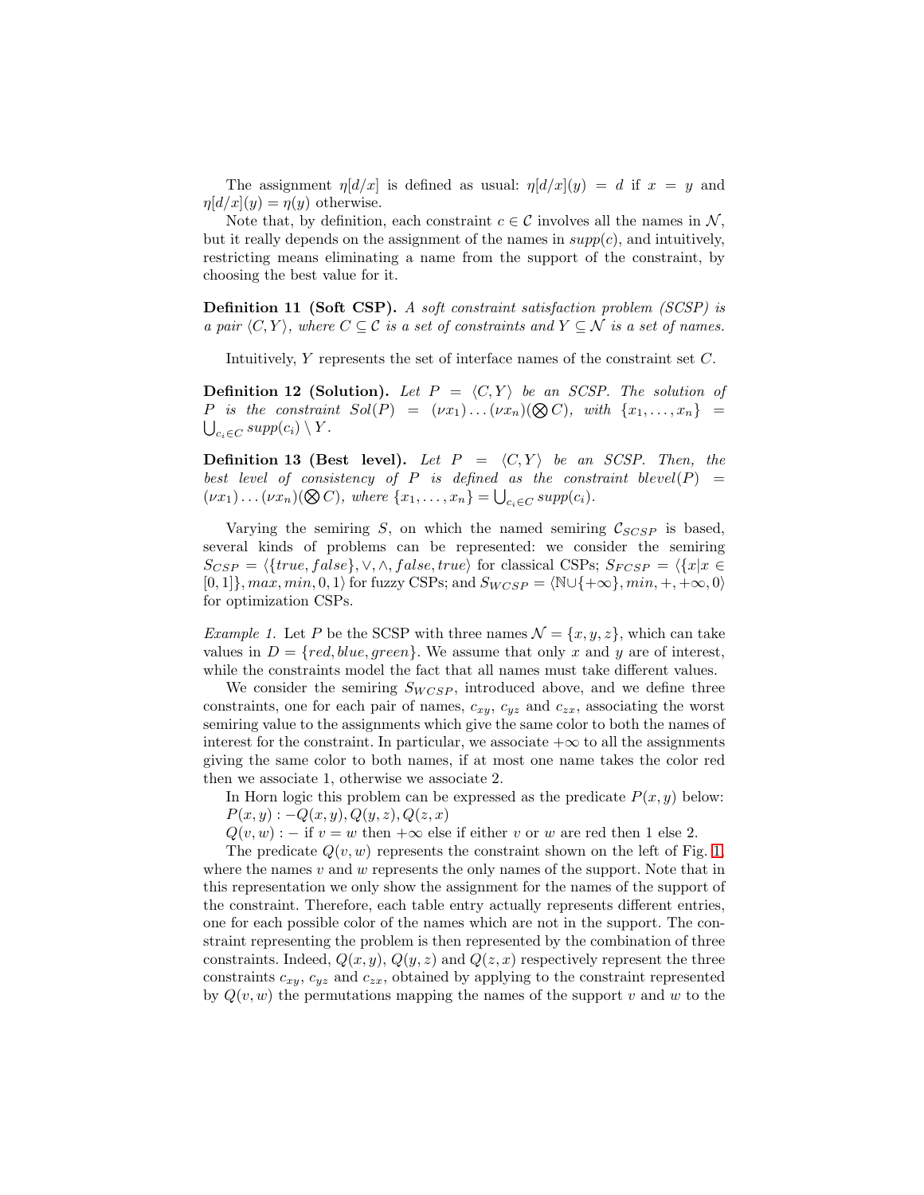The assignment $\eta[d/x]$ is defined as usual: $\eta[d/x](y) = d$ if $x = y$ and $\eta[d/x](y) = \eta(y)$ otherwise.

Note that, by definition, each constraint $c \in \mathcal{C}$ involves all the names in $\mathcal{N}$, but it really depends on the assignment of the names in $supp(c)$, and intuitively, restricting means eliminating a name from the support of the constraint, by choosing the best value for it.

**Definition 11 (Soft CSP).** *A soft constraint satisfaction problem (SCSP) is a pair $\langle C, Y \rangle$, where $C \subseteq \mathcal{C}$ is a set of constraints and $Y \subseteq \mathcal{N}$ is a set of names.*

Intuitively, $Y$ represents the set of interface names of the constraint set $C$.

**Definition 12 (Solution).** *Let $P = \langle C, Y \rangle$ be an SCSP. The solution of $P$ is the constraint $Sol(P) = (\nu x_1) \ldots (\nu x_n)(\bigotimes C)$, with $\{x_1, \ldots, x_n\} = \bigcup_{c_i \in C} supp(c_i) \setminus Y$.*

**Definition 13 (Best level).** *Let $P = \langle C, Y \rangle$ be an SCSP. Then, the best level of consistency of $P$ is defined as the constraint $blevel(P) = (\nu x_1) \ldots (\nu x_n)(\bigotimes C)$, where $\{x_1, \ldots, x_n\} = \bigcup_{c_i \in C} supp(c_i)$.*

Varying the semiring $S$, on which the named semiring $\mathcal{C}_{SCSP}$ is based, several kinds of problems can be represented: we consider the semiring $S_{CSP} = \langle \{true, false\}, \vee, \wedge, false, true \rangle$ for classical CSPs; $S_{FCSP} = \langle \{x | x \in [0, 1]\}, max, min, 0, 1 \rangle$ for fuzzy CSPs; and $S_{WCSP} = \langle \mathbb{N} \cup \{+\infty\}, min, +, +\infty, 0 \rangle$ for optimization CSPs.

*Example 1.* Let $P$ be the SCSP with three names $\mathcal{N} = \{x, y, z\}$, which can take values in $D = \{red, blue, green\}$. We assume that only $x$ and $y$ are of interest, while the constraints model the fact that all names must take different values.

We consider the semiring $S_{WCSP}$, introduced above, and we define three constraints, one for each pair of names, $c_{xy}$, $c_{yz}$ and $c_{zx}$, associating the worst semiring value to the assignments which give the same color to both the names of interest for the constraint. In particular, we associate $+\infty$ to all the assignments giving the same color to both names, if at most one name takes the color red then we associate 1, otherwise we associate 2.

In Horn logic this problem can be expressed as the predicate $P(x, y)$ below:
$P(x, y) : -Q(x, y), Q(y, z), Q(z, x)$
$Q(v, w) : -$ if $v = w$ then $+\infty$ else if either $v$ or $w$ are red then 1 else 2.

The predicate $Q(v, w)$ represents the constraint shown on the left of Fig. 1, where the names $v$ and $w$ represents the only names of the support. Note that in this representation we only show the assignment for the names of the support of the constraint. Therefore, each table entry actually represents different entries, one for each possible color of the names which are not in the support. The constraint representing the problem is then represented by the combination of three constraints. Indeed, $Q(x, y)$, $Q(y, z)$ and $Q(z, x)$ respectively represent the three constraints $c_{xy}$, $c_{yz}$ and $c_{zx}$, obtained by applying to the constraint represented by $Q(v, w)$ the permutations mapping the names of the support $v$ and $w$ to the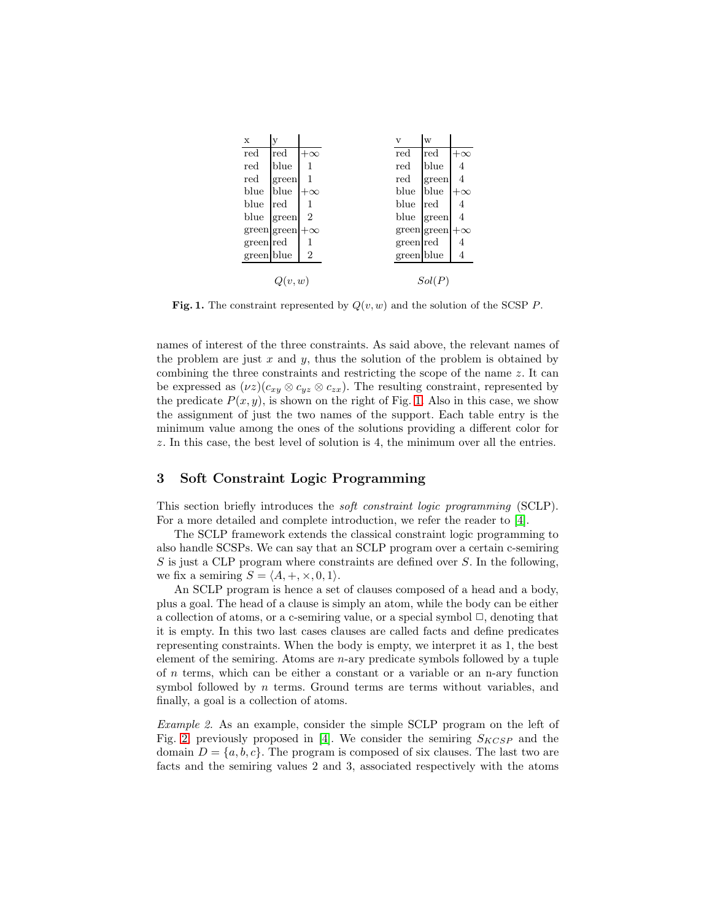| x | y | |
|---|---|---|
| red | red | $+\infty$ |
| red | blue | 1 |
| red | green | 1 |
| blue | blue | $+\infty$ |
| blue | red | 1 |
| blue | green | 2 |
| green | green | $+\infty$ |
| green | red | 1 |
| green | blue | 2 |

$Q(v, w)$

| v | w | |
|---|---|---|
| red | red | $+\infty$ |
| red | blue | 4 |
| red | green | 4 |
| blue | blue | $+\infty$ |
| blue | red | 4 |
| blue | green | 4 |
| green | green | $+\infty$ |
| green | red | 4 |
| green | blue | 4 |

$Sol(P)$

**Fig. 1.** The constraint represented by $Q(v, w)$ and the solution of the SCSP $P$.

names of interest of the three constraints. As said above, the relevant names of the problem are just $x$ and $y$, thus the solution of the problem is obtained by combining the three constraints and restricting the scope of the name $z$. It can be expressed as $(\nu z)(c_{xy} \otimes c_{yz} \otimes c_{zx})$. The resulting constraint, represented by the predicate $P(x, y)$, is shown on the right of Fig. 1. Also in this case, we show the assignment of just the two names of the support. Each table entry is the minimum value among the ones of the solutions providing a different color for $z$. In this case, the best level of solution is 4, the minimum over all the entries.

## 3 Soft Constraint Logic Programming

This section briefly introduces the *soft constraint logic programming* (SCLP). For a more detailed and complete introduction, we refer the reader to [4].

The SCLP framework extends the classical constraint logic programming to also handle SCSPs. We can say that an SCLP program over a certain c-semiring $S$ is just a CLP program where constraints are defined over $S$. In the following, we fix a semiring $S = \langle A, +, \times, 0, 1 \rangle$.

An SCLP program is hence a set of clauses composed of a head and a body, plus a goal. The head of a clause is simply an atom, while the body can be either a collection of atoms, or a c-semiring value, or a special symbol $\Box$, denoting that it is empty. In this two last cases clauses are called facts and define predicates representing constraints. When the body is empty, we interpret it as 1, the best element of the semiring. Atoms are $n$-ary predicate symbols followed by a tuple of $n$ terms, which can be either a constant or a variable or an n-ary function symbol followed by $n$ terms. Ground terms are terms without variables, and finally, a goal is a collection of atoms.

*Example 2.* As an example, consider the simple SCLP program on the left of Fig. 2 previously proposed in [4]. We consider the semiring $S_{KCSP}$ and the domain $D = \{a, b, c\}$. The program is composed of six clauses. The last two are facts and the semiring values 2 and 3, associated respectively with the atoms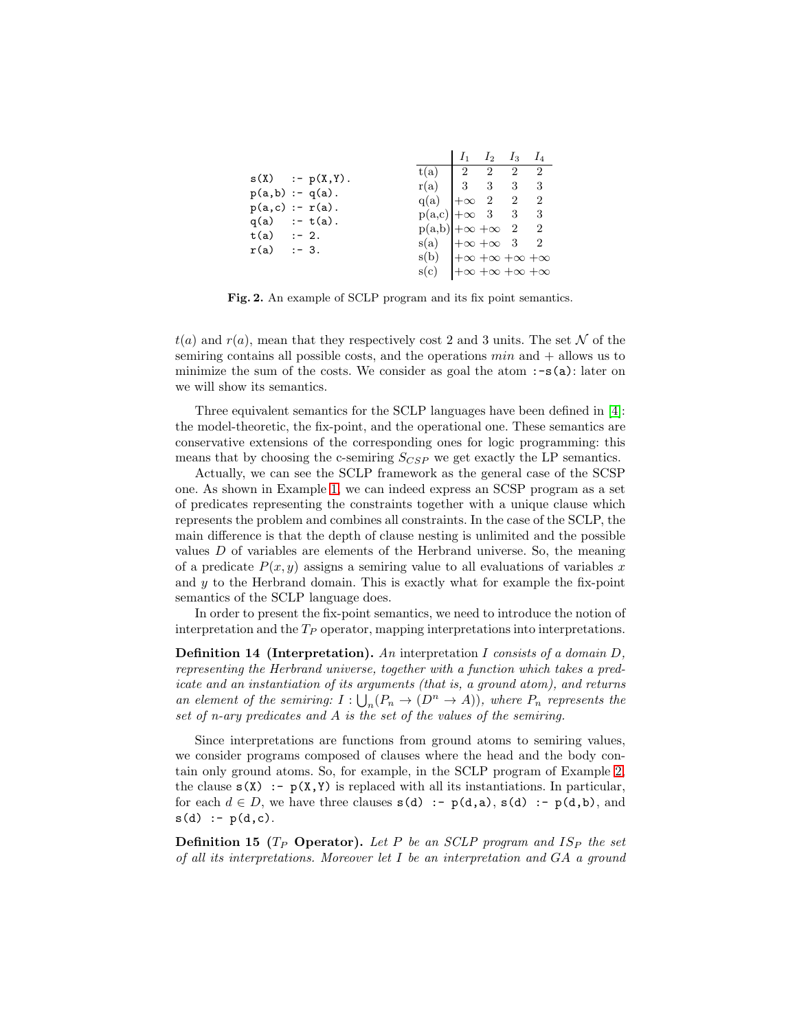```
s(X)   :- p(X,Y).
p(a,b) :- q(a).
p(a,c) :- r(a).
q(a)   :- t(a).
t(a)   :- 2.
r(a)   :- 3.
```

| | $I_1$ | $I_2$ | $I_3$ | $I_4$ |
|---|---|---|---|---|
| t(a) | 2 | 2 | 2 | 2 |
| r(a) | 3 | 3 | 3 | 3 |
| q(a) | $+\infty$ | 2 | 2 | 2 |
| p(a,c) | $+\infty$ | 3 | 3 | 3 |
| p(a,b) | $+\infty$ | $+\infty$ | 2 | 2 |
| s(a) | $+\infty$ | $+\infty$ | 3 | 2 |
| s(b) | $+\infty$ | $+\infty$ | $+\infty$ | $+\infty$ |
| s(c) | $+\infty$ | $+\infty$ | $+\infty$ | $+\infty$ |

**Fig. 2.** An example of SCLP program and its fix point semantics.

$t(a)$ and $r(a)$, mean that they respectively cost 2 and 3 units. The set $\mathcal{N}$ of the semiring contains all possible costs, and the operations $min$ and $+$ allows us to minimize the sum of the costs. We consider as goal the atom `:-s(a)`: later on we will show its semantics.

Three equivalent semantics for the SCLP languages have been defined in [4]: the model-theoretic, the fix-point, and the operational one. These semantics are conservative extensions of the corresponding ones for logic programming: this means that by choosing the c-semiring $S_{CSP}$ we get exactly the LP semantics.

Actually, we can see the SCLP framework as the general case of the SCSP one. As shown in Example 1, we can indeed express an SCSP program as a set of predicates representing the constraints together with a unique clause which represents the problem and combines all constraints. In the case of the SCLP, the main difference is that the depth of clause nesting is unlimited and the possible values $D$ of variables are elements of the Herbrand universe. So, the meaning of a predicate $P(x, y)$ assigns a semiring value to all evaluations of variables $x$ and $y$ to the Herbrand domain. This is exactly what for example the fix-point semantics of the SCLP language does.

In order to present the fix-point semantics, we need to introduce the notion of interpretation and the $T_P$ operator, mapping interpretations into interpretations.

**Definition 14 (Interpretation).** *An* interpretation $I$ *consists of a domain $D$, representing the Herbrand universe, together with a function which takes a predicate and an instantiation of its arguments (that is, a ground atom), and returns an element of the semiring: $I : \bigcup_n (P_n \to (D^n \to A))$, where $P_n$ represents the set of n-ary predicates and $A$ is the set of the values of the semiring.*

Since interpretations are functions from ground atoms to semiring values, we consider programs composed of clauses where the head and the body contain only ground atoms. So, for example, in the SCLP program of Example 2, the clause `s(X) :- p(X,Y)` is replaced with all its instantiations. In particular, for each $d \in D$, we have three clauses `s(d) :- p(d,a)`, `s(d) :- p(d,b)`, and `s(d) :- p(d,c)`.

**Definition 15 ($T_P$ Operator).** *Let $P$ be an SCLP program and $IS_P$ the set of all its interpretations. Moreover let $I$ be an interpretation and $GA$ a ground*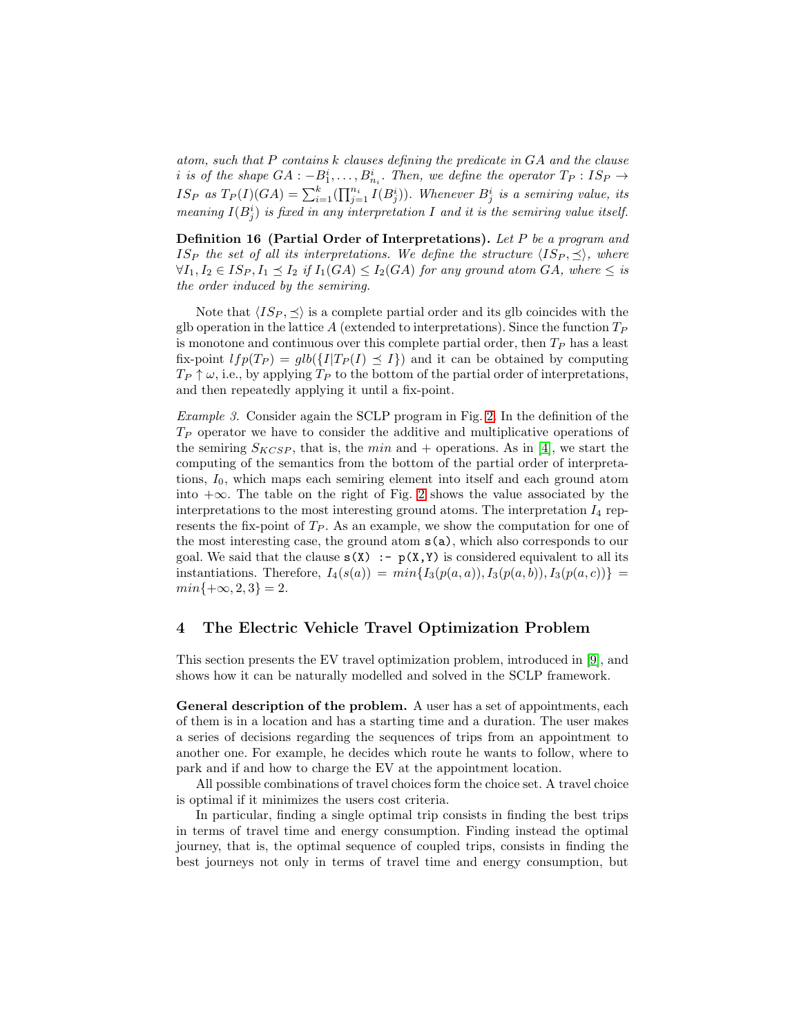*atom, such that $P$ contains $k$ clauses defining the predicate in $GA$ and the clause $i$ is of the shape $GA : -B^i_1, \ldots, B^i_{n_i}$. Then, we define the operator $T_P : IS_P \rightarrow IS_P$ as $T_P(I)(GA) = \sum_{i=1}^{k}(\prod_{j=1}^{n_i} I(B^i_j))$. Whenever $B^i_j$ is a semiring value, its meaning $I(B^i_j)$ is fixed in any interpretation $I$ and it is the semiring value itself.*

**Definition 16 (Partial Order of Interpretations).** *Let $P$ be a program and $IS_P$ the set of all its interpretations. We define the structure $\langle IS_P, \preceq \rangle$, where $\forall I_1, I_2 \in IS_P, I_1 \preceq I_2$ if $I_1(GA) \leq I_2(GA)$ for any ground atom $GA$, where $\leq$ is the order induced by the semiring.*

Note that $\langle IS_P, \preceq \rangle$ is a complete partial order and its glb coincides with the glb operation in the lattice $A$ (extended to interpretations). Since the function $T_P$ is monotone and continuous over this complete partial order, then $T_P$ has a least fix-point $lfp(T_P) = glb(\{I | T_P(I) \preceq I\})$ and it can be obtained by computing $T_P \uparrow \omega$, i.e., by applying $T_P$ to the bottom of the partial order of interpretations, and then repeatedly applying it until a fix-point.

*Example 3.* Consider again the SCLP program in Fig. 2. In the definition of the $T_P$ operator we have to consider the additive and multiplicative operations of the semiring $S_{KCSP}$, that is, the $min$ and $+$ operations. As in [4], we start the computing of the semantics from the bottom of the partial order of interpretations, $I_0$, which maps each semiring element into itself and each ground atom into $+\infty$. The table on the right of Fig. 2 shows the value associated by the interpretations to the most interesting ground atoms. The interpretation $I_4$ represents the fix-point of $T_P$. As an example, we show the computation for one of the most interesting case, the ground atom `s(a)`, which also corresponds to our goal. We said that the clause `s(X) :- p(X,Y)` is considered equivalent to all its instantiations. Therefore, $I_4(s(a)) = min\{I_3(p(a,a)), I_3(p(a,b)), I_3(p(a,c))\} = min\{+\infty, 2, 3\} = 2$.

## 4 The Electric Vehicle Travel Optimization Problem

This section presents the EV travel optimization problem, introduced in [9], and shows how it can be naturally modelled and solved in the SCLP framework.

**General description of the problem.** A user has a set of appointments, each of them is in a location and has a starting time and a duration. The user makes a series of decisions regarding the sequences of trips from an appointment to another one. For example, he decides which route he wants to follow, where to park and if and how to charge the EV at the appointment location.

All possible combinations of travel choices form the choice set. A travel choice is optimal if it minimizes the users cost criteria.

In particular, finding a single optimal trip consists in finding the best trips in terms of travel time and energy consumption. Finding instead the optimal journey, that is, the optimal sequence of coupled trips, consists in finding the best journeys not only in terms of travel time and energy consumption, but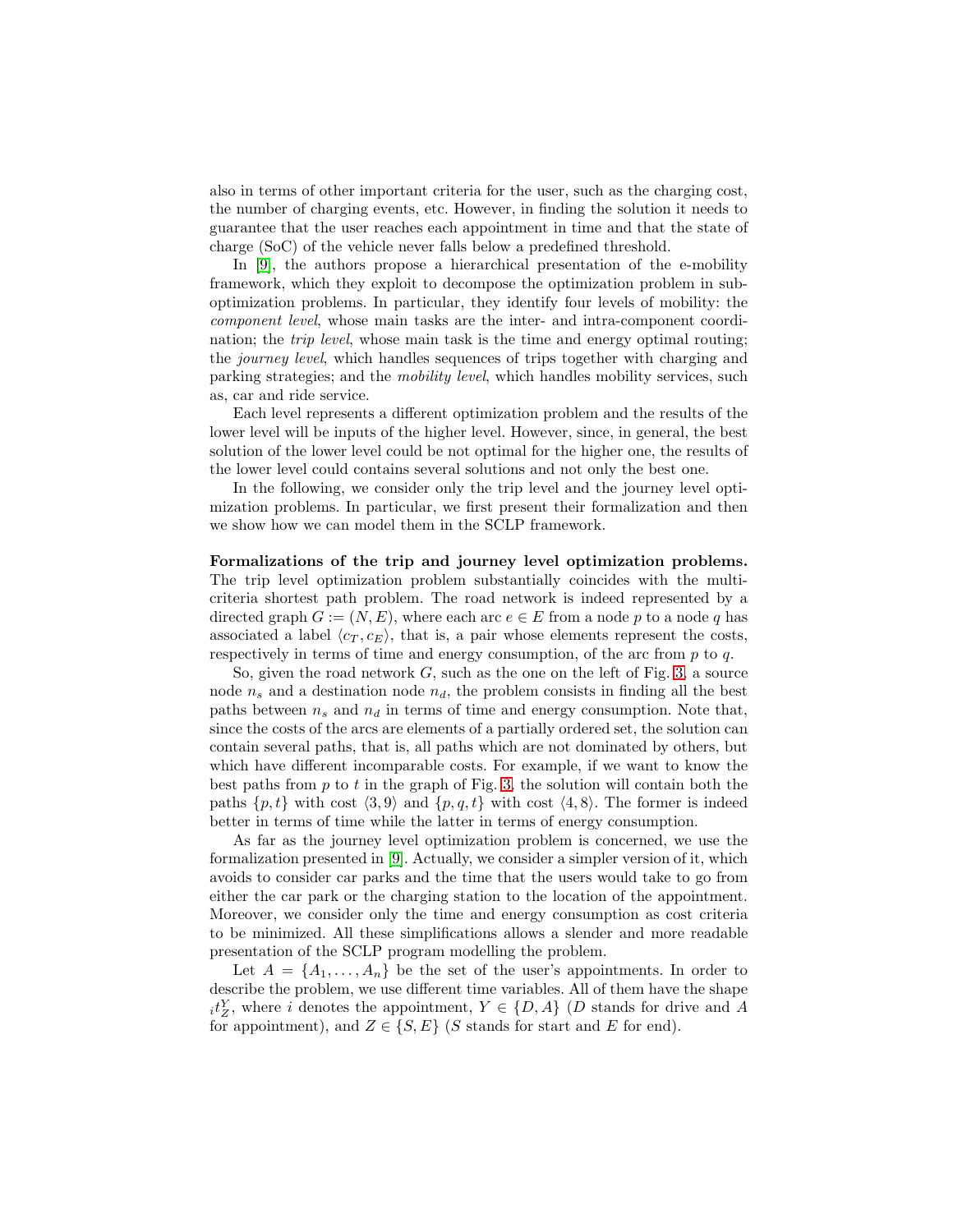also in terms of other important criteria for the user, such as the charging cost, the number of charging events, etc. However, in finding the solution it needs to guarantee that the user reaches each appointment in time and that the state of charge (SoC) of the vehicle never falls below a predefined threshold.

In [9], the authors propose a hierarchical presentation of the e-mobility framework, which they exploit to decompose the optimization problem in sub-optimization problems. In particular, they identify four levels of mobility: the *component level*, whose main tasks are the inter- and intra-component coordination; the *trip level*, whose main task is the time and energy optimal routing; the *journey level*, which handles sequences of trips together with charging and parking strategies; and the *mobility level*, which handles mobility services, such as, car and ride service.

Each level represents a different optimization problem and the results of the lower level will be inputs of the higher level. However, since, in general, the best solution of the lower level could be not optimal for the higher one, the results of the lower level could contains several solutions and not only the best one.

In the following, we consider only the trip level and the journey level optimization problems. In particular, we first present their formalization and then we show how we can model them in the SCLP framework.

**Formalizations of the trip and journey level optimization problems.** The trip level optimization problem substantially coincides with the multi-criteria shortest path problem. The road network is indeed represented by a directed graph $G := (N, E)$, where each arc $e \in E$ from a node $p$ to a node $q$ has associated a label $\langle c_T, c_E \rangle$, that is, a pair whose elements represent the costs, respectively in terms of time and energy consumption, of the arc from $p$ to $q$.

So, given the road network $G$, such as the one on the left of Fig. 3, a source node $n_s$ and a destination node $n_d$, the problem consists in finding all the best paths between $n_s$ and $n_d$ in terms of time and energy consumption. Note that, since the costs of the arcs are elements of a partially ordered set, the solution can contain several paths, that is, all paths which are not dominated by others, but which have different incomparable costs. For example, if we want to know the best paths from $p$ to $t$ in the graph of Fig. 3, the solution will contain both the paths $\{p, t\}$ with cost $\langle 3, 9 \rangle$ and $\{p, q, t\}$ with cost $\langle 4, 8 \rangle$. The former is indeed better in terms of time while the latter in terms of energy consumption.

As far as the journey level optimization problem is concerned, we use the formalization presented in [9]. Actually, we consider a simpler version of it, which avoids to consider car parks and the time that the users would take to go from either the car park or the charging station to the location of the appointment. Moreover, we consider only the time and energy consumption as cost criteria to be minimized. All these simplifications allows a slender and more readable presentation of the SCLP program modelling the problem.

Let $A = \{A_1, \ldots, A_n\}$ be the set of the user's appointments. In order to describe the problem, we use different time variables. All of them have the shape ${}_{i}t_{Z}^{Y}$, where $i$ denotes the appointment, $Y \in \{D, A\}$ ($D$ stands for drive and $A$ for appointment), and $Z \in \{S, E\}$ ($S$ stands for start and $E$ for end).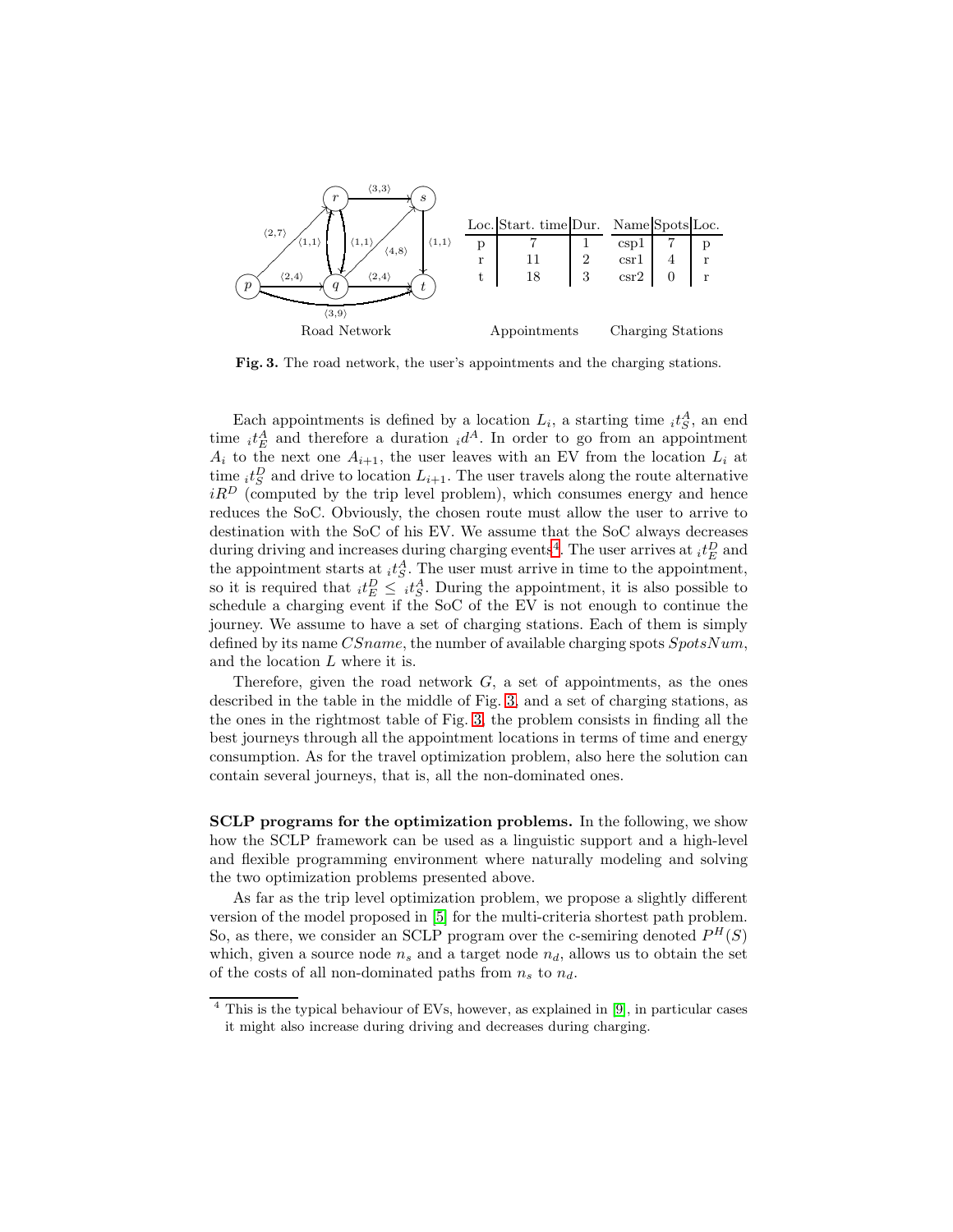| Loc. | Start. time | Dur. |
|---|---|---|
| p | 7 | 1 |
| r | 11 | 2 |
| t | 18 | 3 |

Appointments

| Name | Spots | Loc. |
|---|---|---|
| csp1 | 7 | p |
| csr1 | 4 | r |
| csr2 | 0 | r |

Charging Stations

**Fig. 3.** The road network, the user's appointments and the charging stations.

Each appointments is defined by a location $L_i$, a starting time ${}_it^A_S$, an end time ${}_it^A_E$ and therefore a duration ${}_id^A$. In order to go from an appointment $A_i$ to the next one $A_{i+1}$, the user leaves with an EV from the location $L_i$ at time ${}_it^D_S$ and drive to location $L_{i+1}$. The user travels along the route alternative $iR^D$ (computed by the trip level problem), which consumes energy and hence reduces the SoC. Obviously, the chosen route must allow the user to arrive to destination with the SoC of his EV. We assume that the SoC always decreases during driving and increases during charging events[4]. The user arrives at ${}_it^D_E$ and the appointment starts at ${}_it^A_S$. The user must arrive in time to the appointment, so it is required that ${}_it^D_E \leq {}_it^A_S$. During the appointment, it is also possible to schedule a charging event if the SoC of the EV is not enough to continue the journey. We assume to have a set of charging stations. Each of them is simply defined by its name $CSname$, the number of available charging spots $SpotsNum$, and the location $L$ where it is.

Therefore, given the road network $G$, a set of appointments, as the ones described in the table in the middle of Fig. 3, and a set of charging stations, as the ones in the rightmost table of Fig. 3, the problem consists in finding all the best journeys through all the appointment locations in terms of time and energy consumption. As for the travel optimization problem, also here the solution can contain several journeys, that is, all the non-dominated ones.

**SCLP programs for the optimization problems.** In the following, we show how the SCLP framework can be used as a linguistic support and a high-level and flexible programming environment where naturally modeling and solving the two optimization problems presented above.

As far as the trip level optimization problem, we propose a slightly different version of the model proposed in [5] for the multi-criteria shortest path problem. So, as there, we consider an SCLP program over the c-semiring denoted $P^H(S)$ which, given a source node $n_s$ and a target node $n_d$, allows us to obtain the set of the costs of all non-dominated paths from $n_s$ to $n_d$.

[4] This is the typical behaviour of EVs, however, as explained in [9], in particular cases it might also increase during driving and decreases during charging.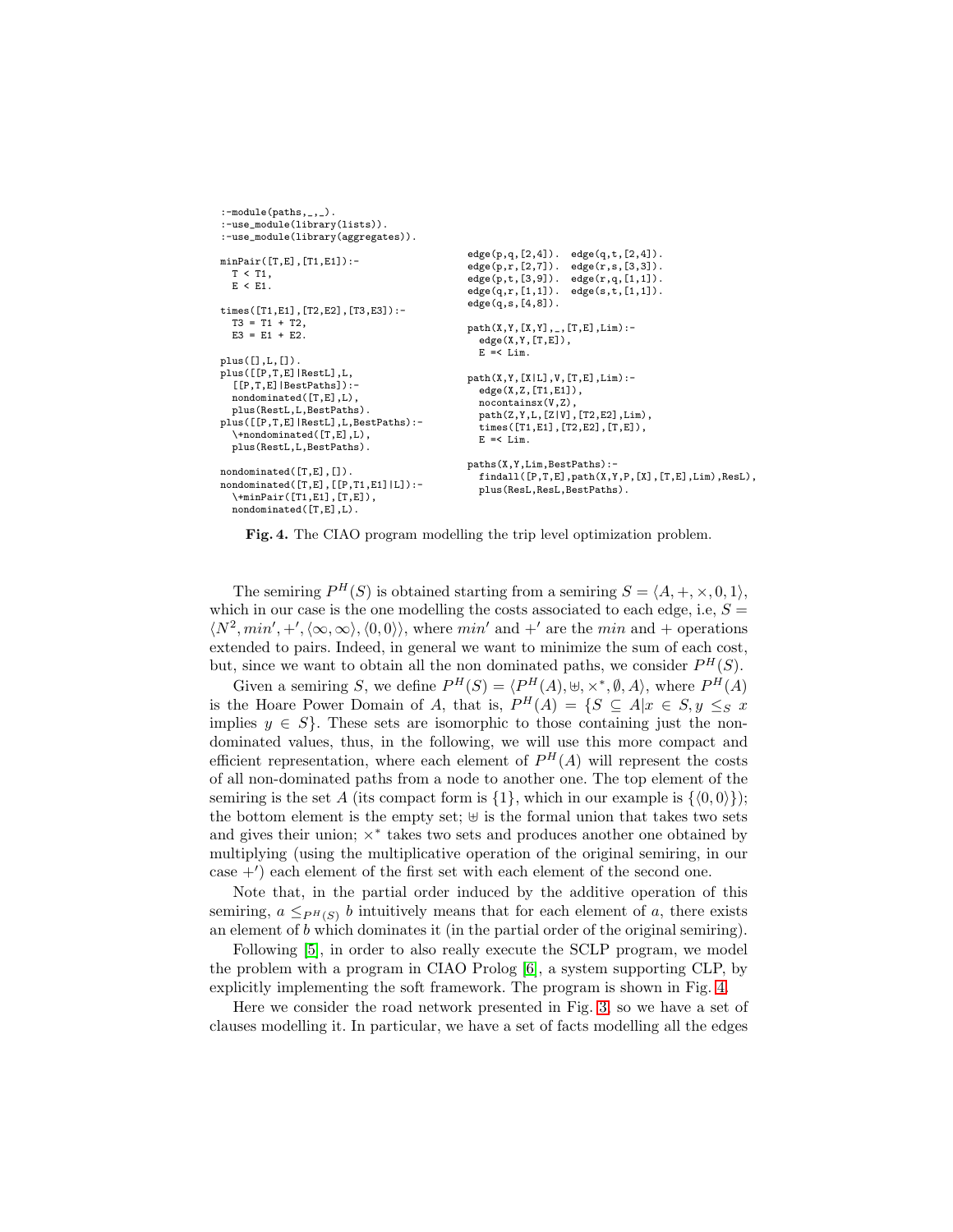```
:-module(paths,_,_).
:-use_module(library(lists)).
:-use_module(library(aggregates)).

minPair([T,E],[T1,E1]):-
  T < T1,
  E < E1.

times([T1,E1],[T2,E2],[T3,E3]):-
  T3 = T1 + T2,
  E3 = E1 + E2.

plus([],L,[]).
plus([[P,T,E]|RestL],L,
  [[P,T,E]|BestPaths]):-
  nondominated([T,E],L),
  plus(RestL,L,BestPaths).
plus([[P,T,E]|RestL],L,BestPaths):-
  \+nondominated([T,E],L),
  plus(RestL,L,BestPaths).

nondominated([T,E],[]).
nondominated([T,E],[[P,T1,E1]|L]):-
  \+minPair([T1,E1],[T,E]),
  nondominated([T,E],L).
```

```
edge(p,q,[2,4]).  edge(q,t,[2,4]).
edge(p,r,[2,7]).  edge(r,s,[3,3]).
edge(p,t,[3,9]).  edge(r,q,[1,1]).
edge(q,r,[1,1]).  edge(s,t,[1,1]).
edge(q,s,[4,8]).

path(X,Y,[X,Y],_,[T,E],Lim):-
  edge(X,Y,[T,E]),
  E =< Lim.

path(X,Y,[X|L],V,[T,E],Lim):-
  edge(X,Z,[T1,E1]),
  nocontainsx(V,Z),
  path(Z,Y,L,[Z|V],[T2,E2],Lim),
  times([T1,E1],[T2,E2],[T,E]),
  E =< Lim.

paths(X,Y,Lim,BestPaths):-
  findall([P,T,E],path(X,Y,P,[X],[T,E],Lim),ResL),
  plus(ResL,ResL,BestPaths).
```

**Fig. 4.** The CIAO program modelling the trip level optimization problem.

The semiring $P^H(S)$ is obtained starting from a semiring $S = \langle A, +, \times, 0, 1\rangle$, which in our case is the one modelling the costs associated to each edge, i.e, $S = \langle N^2, min', +', \langle\infty, \infty\rangle, \langle 0, 0\rangle\rangle$, where $min'$ and $+'$ are the $min$ and $+$ operations extended to pairs. Indeed, in general we want to minimize the sum of each cost, but, since we want to obtain all the non dominated paths, we consider $P^H(S)$.

Given a semiring $S$, we define $P^H(S) = \langle P^H(A), \uplus, \times^*, \emptyset, A\rangle$, where $P^H(A)$ is the Hoare Power Domain of $A$, that is, $P^H(A) = \{S \subseteq A | x \in S, y \leq_S x$ implies $y \in S\}$. These sets are isomorphic to those containing just the non-dominated values, thus, in the following, we will use this more compact and efficient representation, where each element of $P^H(A)$ will represent the costs of all non-dominated paths from a node to another one. The top element of the semiring is the set $A$ (its compact form is $\{1\}$, which in our example is $\{\langle 0, 0\rangle\}$); the bottom element is the empty set; $\uplus$ is the formal union that takes two sets and gives their union; $\times^*$ takes two sets and produces another one obtained by multiplying (using the multiplicative operation of the original semiring, in our case $+'$) each element of the first set with each element of the second one.

Note that, in the partial order induced by the additive operation of this semiring, $a \leq_{P^H(S)} b$ intuitively means that for each element of $a$, there exists an element of $b$ which dominates it (in the partial order of the original semiring).

Following [5], in order to also really execute the SCLP program, we model the problem with a program in CIAO Prolog [6], a system supporting CLP, by explicitly implementing the soft framework. The program is shown in Fig. 4.

Here we consider the road network presented in Fig. 3, so we have a set of clauses modelling it. In particular, we have a set of facts modelling all the edges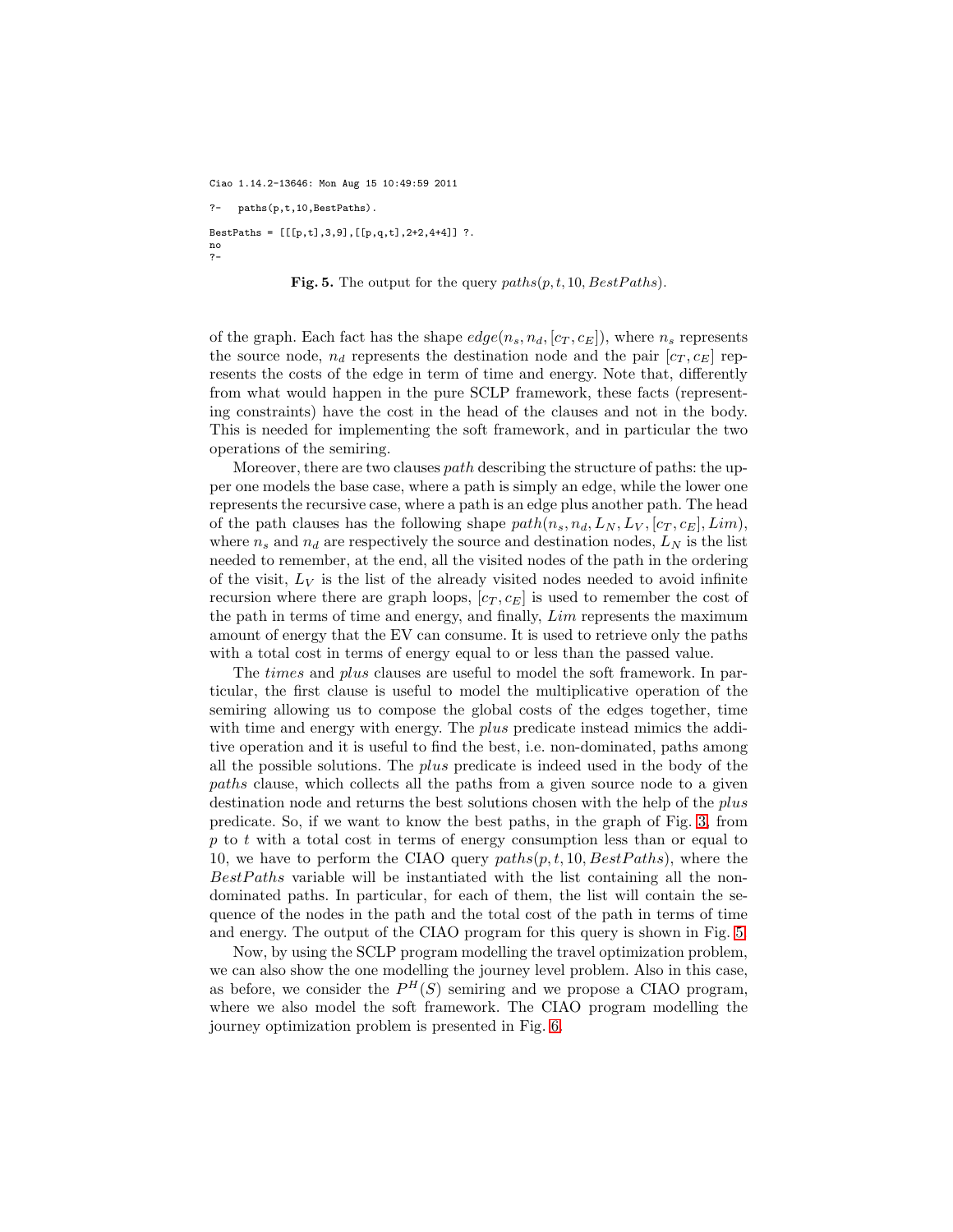```
Ciao 1.14.2-13646: Mon Aug 15 10:49:59 2011

?-   paths(p,t,10,BestPaths).

BestPaths = [[[p,t],3,9],[[p,q,t],2+2,4+4]] ?.
no
?-
```

**Fig. 5.** The output for the query $paths(p, t, 10, BestPaths)$.

of the graph. Each fact has the shape $edge(n_s, n_d, [c_T, c_E])$, where $n_s$ represents the source node, $n_d$ represents the destination node and the pair $[c_T, c_E]$ represents the costs of the edge in term of time and energy. Note that, differently from what would happen in the pure SCLP framework, these facts (representing constraints) have the cost in the head of the clauses and not in the body. This is needed for implementing the soft framework, and in particular the two operations of the semiring.

Moreover, there are two clauses *path* describing the structure of paths: the upper one models the base case, where a path is simply an edge, while the lower one represents the recursive case, where a path is an edge plus another path. The head of the path clauses has the following shape $path(n_s, n_d, L_N, L_V, [c_T, c_E], Lim)$, where $n_s$ and $n_d$ are respectively the source and destination nodes, $L_N$ is the list needed to remember, at the end, all the visited nodes of the path in the ordering of the visit, $L_V$ is the list of the already visited nodes needed to avoid infinite recursion where there are graph loops, $[c_T, c_E]$ is used to remember the cost of the path in terms of time and energy, and finally, $Lim$ represents the maximum amount of energy that the EV can consume. It is used to retrieve only the paths with a total cost in terms of energy equal to or less than the passed value.

The *times* and *plus* clauses are useful to model the soft framework. In particular, the first clause is useful to model the multiplicative operation of the semiring allowing us to compose the global costs of the edges together, time with time and energy with energy. The *plus* predicate instead mimics the additive operation and it is useful to find the best, i.e. non-dominated, paths among all the possible solutions. The *plus* predicate is indeed used in the body of the *paths* clause, which collects all the paths from a given source node to a given destination node and returns the best solutions chosen with the help of the *plus* predicate. So, if we want to know the best paths, in the graph of Fig. 3, from $p$ to $t$ with a total cost in terms of energy consumption less than or equal to 10, we have to perform the CIAO query $paths(p, t, 10, BestPaths)$, where the $BestPaths$ variable will be instantiated with the list containing all the non-dominated paths. In particular, for each of them, the list will contain the sequence of the nodes in the path and the total cost of the path in terms of time and energy. The output of the CIAO program for this query is shown in Fig. 5.

Now, by using the SCLP program modelling the travel optimization problem, we can also show the one modelling the journey level problem. Also in this case, as before, we consider the $P^H(S)$ semiring and we propose a CIAO program, where we also model the soft framework. The CIAO program modelling the journey optimization problem is presented in Fig. 6.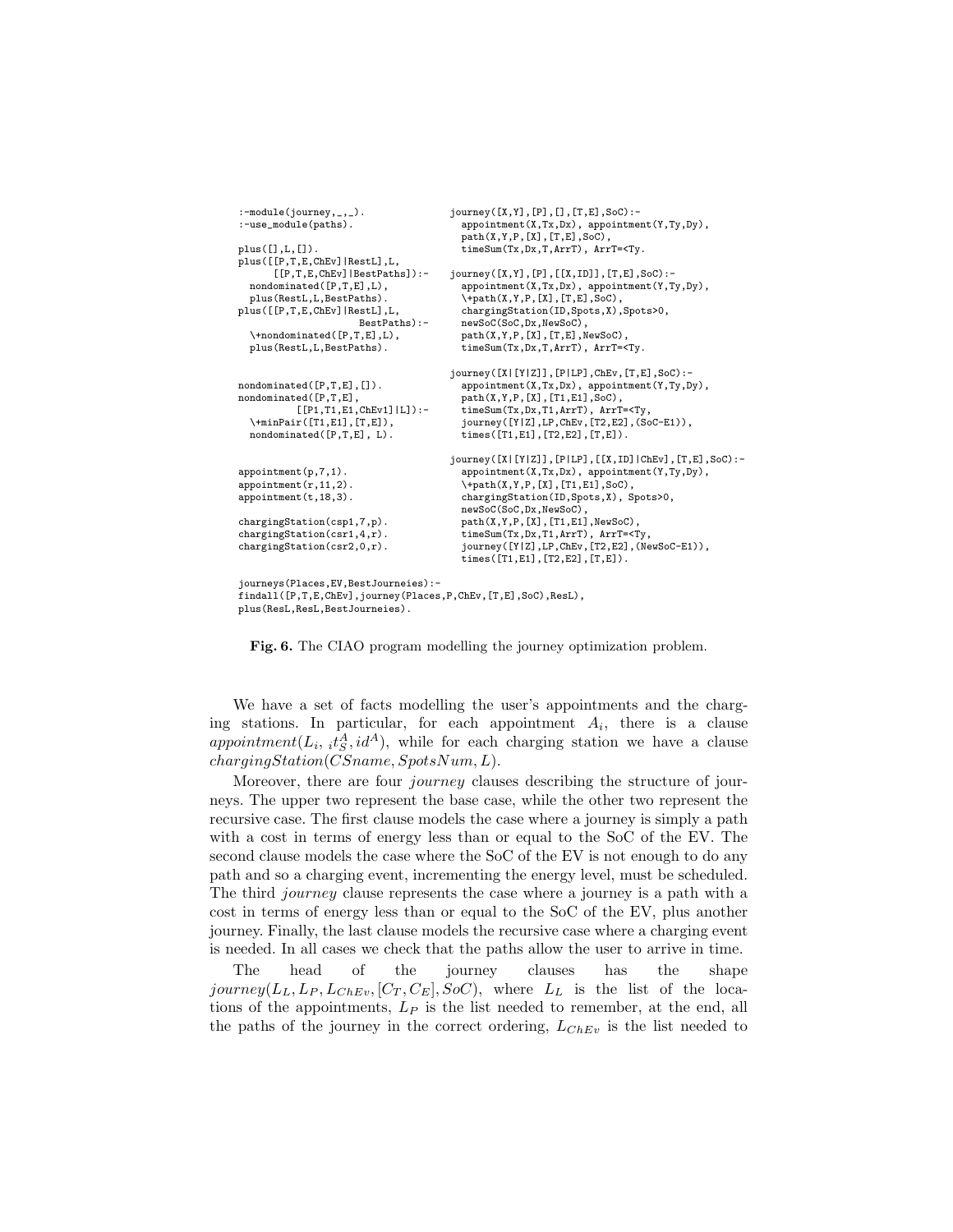```
:-module(journey,_,_).
:-use_module(paths).

plus([],L,[]).
plus([[P,T,E,ChEv]|RestL],L,
      [[P,T,E,ChEv]|BestPaths]):-
  nondominated([P,T,E],L),
  plus(RestL,L,BestPaths).
plus([[P,T,E,ChEv]|RestL],L,
                       BestPaths):-
  \+nondominated([P,T,E],L),
  plus(RestL,L,BestPaths).


nondominated([P,T,E],[]).
nondominated([P,T,E],
          [[P1,T1,E1,ChEv1]|L]):-
  \+minPair([T1,E1],[T,E]),
  nondominated([P,T,E], L).


appointment(p,7,1).
appointment(r,11,2).
appointment(t,18,3).

chargingStation(csp1,7,p).
chargingStation(csr1,4,r).
chargingStation(csr2,0,r).
```

```
journey([X,Y],[P],[],[T,E],SoC):-
  appointment(X,Tx,Dx), appointment(Y,Ty,Dy),
  path(X,Y,P,[X],[T,E],SoC),
  timeSum(Tx,Dx,T,ArrT), ArrT=<Ty.

journey([X,Y],[P],[[X,ID]],[T,E],SoC):-
  appointment(X,Tx,Dx), appointment(Y,Ty,Dy),
  \+path(X,Y,P,[X],[T,E],SoC),
  chargingStation(ID,Spots,X),Spots>0,
  newSoC(SoC,Dx,NewSoC),
  path(X,Y,P,[X],[T,E],NewSoC),
  timeSum(Tx,Dx,T,ArrT), ArrT=<Ty.

journey([X|[Y|Z]],[P|LP],ChEv,[T,E],SoC):-
  appointment(X,Tx,Dx), appointment(Y,Ty,Dy),
  path(X,Y,P,[X],[T1,E1],SoC),
  timeSum(Tx,Dx,T1,ArrT), ArrT=<Ty,
  journey([Y|Z],LP,ChEv,[T2,E2],(SoC-E1)),
  times([T1,E1],[T2,E2],[T,E]).

journey([X|[Y|Z]],[P|LP],[[X,ID]|ChEv],[T,E],SoC):-
  appointment(X,Tx,Dx), appointment(Y,Ty,Dy),
  \+path(X,Y,P,[X],[T1,E1],SoC),
  chargingStation(ID,Spots,X), Spots>0,
  newSoC(SoC,Dx,NewSoC),
  path(X,Y,P,[X],[T1,E1],NewSoC),
  timeSum(Tx,Dx,T1,ArrT), ArrT=<Ty,
  journey([Y|Z],LP,ChEv,[T2,E2],(NewSoC-E1)),
  times([T1,E1],[T2,E2],[T,E]).
```

```
journeys(Places,EV,BestJourneies):-
findall([P,T,E,ChEv],journey(Places,P,ChEv,[T,E],SoC),ResL),
plus(ResL,ResL,BestJourneies).
```

**Fig. 6.** The CIAO program modelling the journey optimization problem.

We have a set of facts modelling the user's appointments and the charging stations. In particular, for each appointment $A_i$, there is a clause $appointment(L_i, {}_it^A_S, id^A)$, while for each charging station we have a clause $chargingStation(CSname, SpotsNum, L)$.

Moreover, there are four *journey* clauses describing the structure of journeys. The upper two represent the base case, while the other two represent the recursive case. The first clause models the case where a journey is simply a path with a cost in terms of energy less than or equal to the SoC of the EV. The second clause models the case where the SoC of the EV is not enough to do any path and so a charging event, incrementing the energy level, must be scheduled. The third *journey* clause represents the case where a journey is a path with a cost in terms of energy less than or equal to the SoC of the EV, plus another journey. Finally, the last clause models the recursive case where a charging event is needed. In all cases we check that the paths allow the user to arrive in time.

The head of the journey clauses has the shape $journey(L_L, L_P, L_{ChEv}, [C_T, C_E], SoC)$, where $L_L$ is the list of the locations of the appointments, $L_P$ is the list needed to remember, at the end, all the paths of the journey in the correct ordering, $L_{ChEv}$ is the list needed to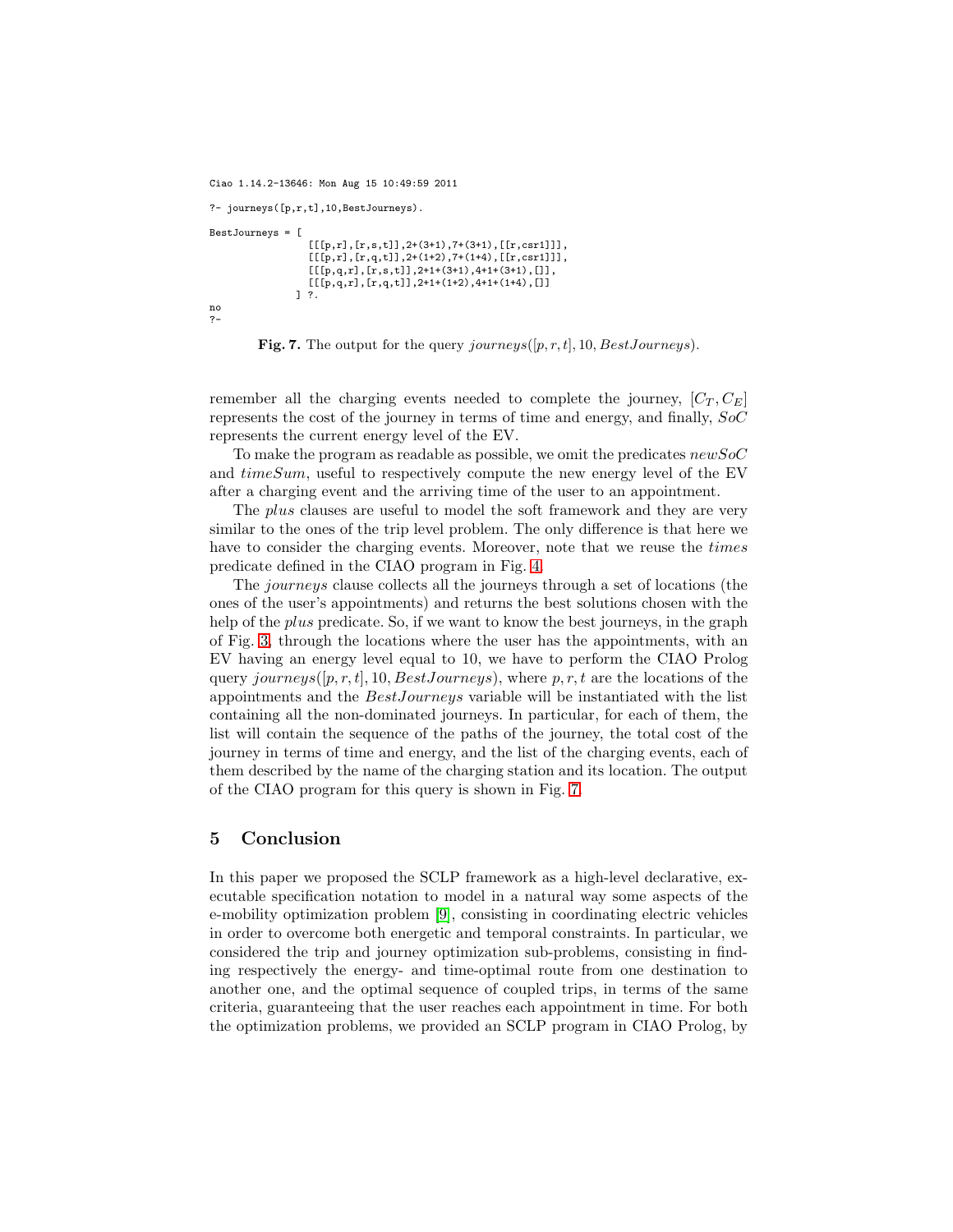```
Ciao 1.14.2-13646: Mon Aug 15 10:49:59 2011

?- journeys([p,r,t],10,BestJourneys).

BestJourneys = [
                [[[p,r],[r,s,t]],2+(3+1),7+(3+1),[[r,csr1]]],
                [[[p,r],[r,q,t]],2+(1+2),7+(1+4),[[r,csr1]]],
                [[[p,q,r],[r,s,t]],2+1+(3+1),4+1+(3+1),[]],
                [[[p,q,r],[r,q,t]],2+1+(1+2),4+1+(1+4),[]]
              ] ?.

no
?-
```

**Fig. 7.** The output for the query $journeys([p, r, t], 10, BestJourneys)$.

remember all the charging events needed to complete the journey, $[C_T, C_E]$ represents the cost of the journey in terms of time and energy, and finally, $SoC$ represents the current energy level of the EV.

To make the program as readable as possible, we omit the predicates $newSoC$ and $timeSum$, useful to respectively compute the new energy level of the EV after a charging event and the arriving time of the user to an appointment.

The *plus* clauses are useful to model the soft framework and they are very similar to the ones of the trip level problem. The only difference is that here we have to consider the charging events. Moreover, note that we reuse the *times* predicate defined in the CIAO program in Fig. 4.

The *journeys* clause collects all the journeys through a set of locations (the ones of the user's appointments) and returns the best solutions chosen with the help of the *plus* predicate. So, if we want to know the best journeys, in the graph of Fig. 3, through the locations where the user has the appointments, with an EV having an energy level equal to 10, we have to perform the CIAO Prolog query $journeys([p, r, t], 10, BestJourneys)$, where $p, r, t$ are the locations of the appointments and the $BestJourneys$ variable will be instantiated with the list containing all the non-dominated journeys. In particular, for each of them, the list will contain the sequence of the paths of the journey, the total cost of the journey in terms of time and energy, and the list of the charging events, each of them described by the name of the charging station and its location. The output of the CIAO program for this query is shown in Fig. 7.

## 5 Conclusion

In this paper we proposed the SCLP framework as a high-level declarative, executable specification notation to model in a natural way some aspects of the e-mobility optimization problem [9], consisting in coordinating electric vehicles in order to overcome both energetic and temporal constraints. In particular, we considered the trip and journey optimization sub-problems, consisting in finding respectively the energy- and time-optimal route from one destination to another one, and the optimal sequence of coupled trips, in terms of the same criteria, guaranteeing that the user reaches each appointment in time. For both the optimization problems, we provided an SCLP program in CIAO Prolog, by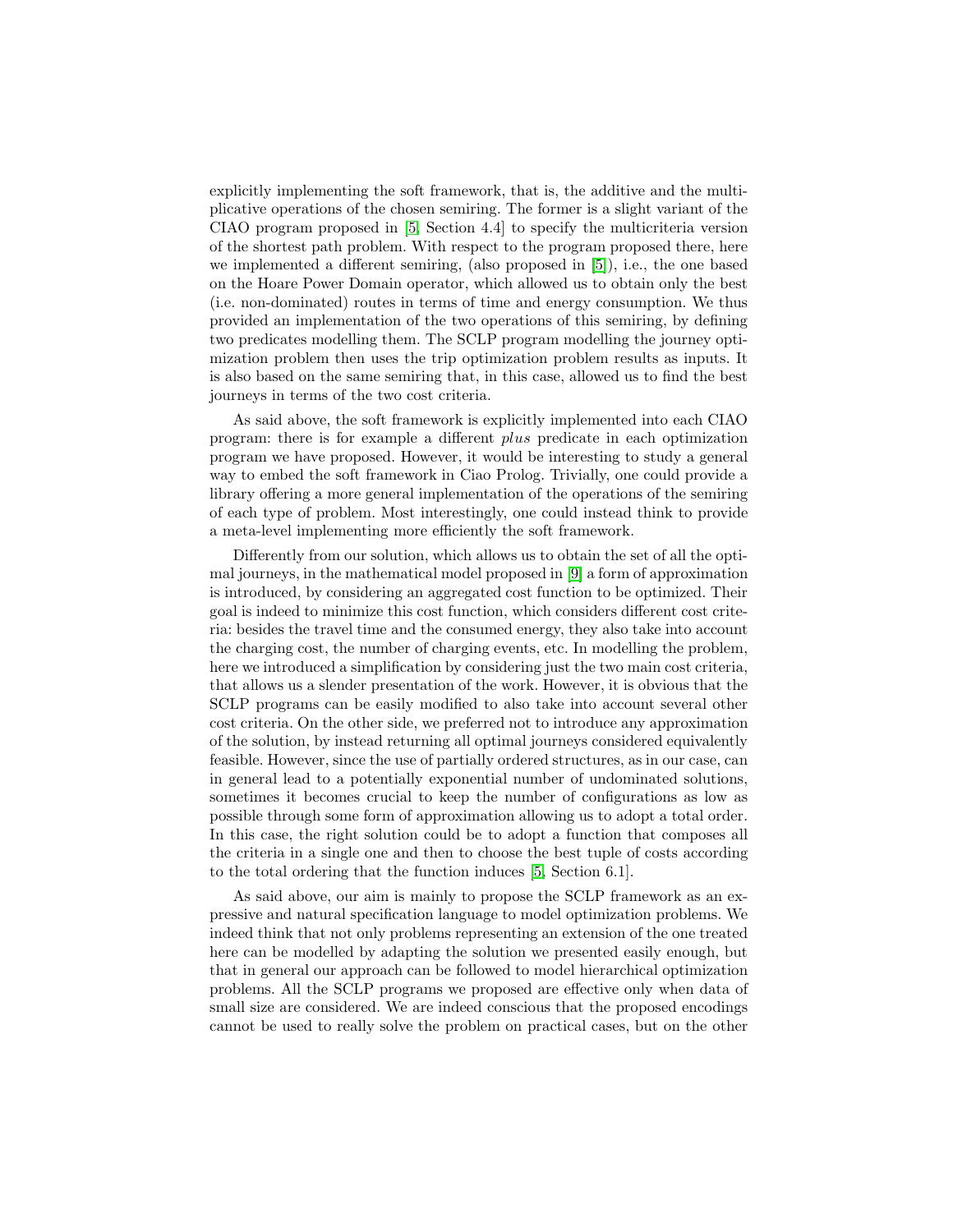explicitly implementing the soft framework, that is, the additive and the multiplicative operations of the chosen semiring. The former is a slight variant of the CIAO program proposed in [5, Section 4.4] to specify the multicriteria version of the shortest path problem. With respect to the program proposed there, here we implemented a different semiring, (also proposed in [5]), i.e., the one based on the Hoare Power Domain operator, which allowed us to obtain only the best (i.e. non-dominated) routes in terms of time and energy consumption. We thus provided an implementation of the two operations of this semiring, by defining two predicates modelling them. The SCLP program modelling the journey optimization problem then uses the trip optimization problem results as inputs. It is also based on the same semiring that, in this case, allowed us to find the best journeys in terms of the two cost criteria.

As said above, the soft framework is explicitly implemented into each CIAO program: there is for example a different *plus* predicate in each optimization program we have proposed. However, it would be interesting to study a general way to embed the soft framework in Ciao Prolog. Trivially, one could provide a library offering a more general implementation of the operations of the semiring of each type of problem. Most interestingly, one could instead think to provide a meta-level implementing more efficiently the soft framework.

Differently from our solution, which allows us to obtain the set of all the optimal journeys, in the mathematical model proposed in [9] a form of approximation is introduced, by considering an aggregated cost function to be optimized. Their goal is indeed to minimize this cost function, which considers different cost criteria: besides the travel time and the consumed energy, they also take into account the charging cost, the number of charging events, etc. In modelling the problem, here we introduced a simplification by considering just the two main cost criteria, that allows us a slender presentation of the work. However, it is obvious that the SCLP programs can be easily modified to also take into account several other cost criteria. On the other side, we preferred not to introduce any approximation of the solution, by instead returning all optimal journeys considered equivalently feasible. However, since the use of partially ordered structures, as in our case, can in general lead to a potentially exponential number of undominated solutions, sometimes it becomes crucial to keep the number of configurations as low as possible through some form of approximation allowing us to adopt a total order. In this case, the right solution could be to adopt a function that composes all the criteria in a single one and then to choose the best tuple of costs according to the total ordering that the function induces [5, Section 6.1].

As said above, our aim is mainly to propose the SCLP framework as an expressive and natural specification language to model optimization problems. We indeed think that not only problems representing an extension of the one treated here can be modelled by adapting the solution we presented easily enough, but that in general our approach can be followed to model hierarchical optimization problems. All the SCLP programs we proposed are effective only when data of small size are considered. We are indeed conscious that the proposed encodings cannot be used to really solve the problem on practical cases, but on the other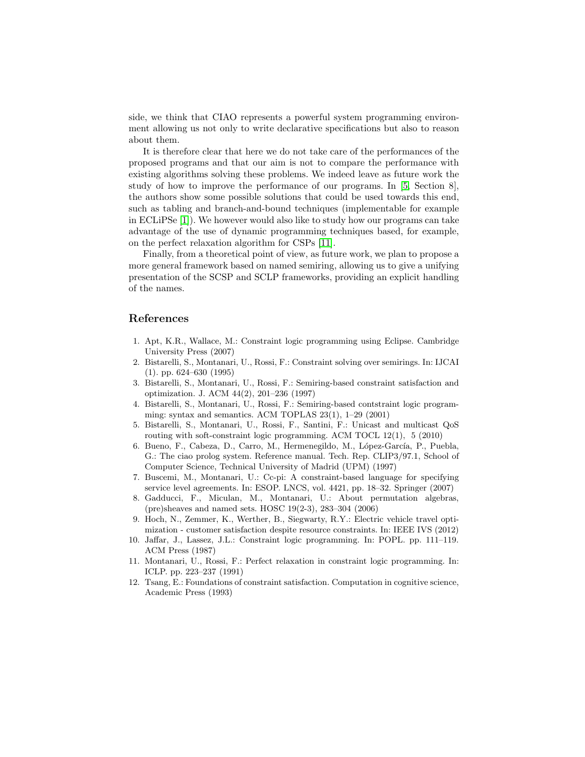side, we think that CIAO represents a powerful system programming environment allowing us not only to write declarative specifications but also to reason about them.

It is therefore clear that here we do not take care of the performances of the proposed programs and that our aim is not to compare the performance with existing algorithms solving these problems. We indeed leave as future work the study of how to improve the performance of our programs. In [5, Section 8], the authors show some possible solutions that could be used towards this end, such as tabling and branch-and-bound techniques (implementable for example in ECLiPSe [1]). We however would also like to study how our programs can take advantage of the use of dynamic programming techniques based, for example, on the perfect relaxation algorithm for CSPs [11].

Finally, from a theoretical point of view, as future work, we plan to propose a more general framework based on named semiring, allowing us to give a unifying presentation of the SCSP and SCLP frameworks, providing an explicit handling of the names.

## References

1. Apt, K.R., Wallace, M.: Constraint logic programming using Eclipse. Cambridge University Press (2007)
2. Bistarelli, S., Montanari, U., Rossi, F.: Constraint solving over semirings. In: IJCAI (1). pp. 624–630 (1995)
3. Bistarelli, S., Montanari, U., Rossi, F.: Semiring-based constraint satisfaction and optimization. J. ACM 44(2), 201–236 (1997)
4. Bistarelli, S., Montanari, U., Rossi, F.: Semiring-based contstraint logic programming: syntax and semantics. ACM TOPLAS 23(1), 1–29 (2001)
5. Bistarelli, S., Montanari, U., Rossi, F., Santini, F.: Unicast and multicast QoS routing with soft-constraint logic programming. ACM TOCL 12(1), 5 (2010)
6. Bueno, F., Cabeza, D., Carro, M., Hermenegildo, M., López-García, P., Puebla, G.: The ciao prolog system. Reference manual. Tech. Rep. CLIP3/97.1, School of Computer Science, Technical University of Madrid (UPM) (1997)
7. Buscemi, M., Montanari, U.: Cc-pi: A constraint-based language for specifying service level agreements. In: ESOP. LNCS, vol. 4421, pp. 18–32. Springer (2007)
8. Gadducci, F., Miculan, M., Montanari, U.: About permutation algebras, (pre)sheaves and named sets. HOSC 19(2-3), 283–304 (2006)
9. Hoch, N., Zemmer, K., Werther, B., Siegwarty, R.Y.: Electric vehicle travel optimization - customer satisfaction despite resource constraints. In: IEEE IVS (2012)
10. Jaffar, J., Lassez, J.L.: Constraint logic programming. In: POPL. pp. 111–119. ACM Press (1987)
11. Montanari, U., Rossi, F.: Perfect relaxation in constraint logic programming. In: ICLP. pp. 223–237 (1991)
12. Tsang, E.: Foundations of constraint satisfaction. Computation in cognitive science, Academic Press (1993)